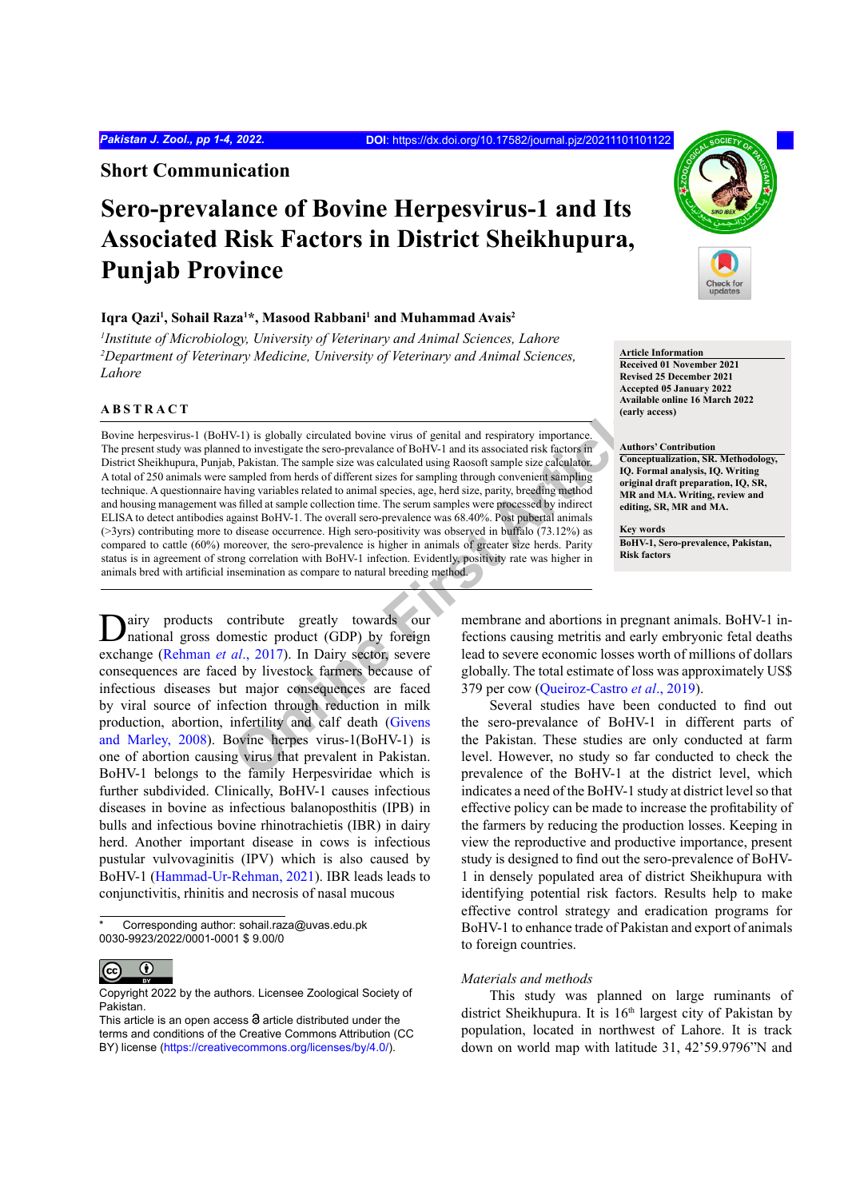Short Communication

# Sero-prevalance of Bovine Herpesvirus-1 and Its Associated Risk Factors in District Sheikhupura, Punjab Province

**Iqra Qazi[1], Sohail Raza[1]*, Masood Rabbani[1] and Muhammad Avais[2]**

[1]*Institute of Microbiology, University of Veterinary and Animal Sciences, Lahore*
[2]*Department of Veterinary Medicine, University of Veterinary and Animal Sciences, Lahore*

**Article Information**
Received 01 November 2021
Revised 25 December 2021
Accepted 05 January 2022
Available online 16 March 2022 (early access)

**Authors' Contribution**
Conceptualization, SR. Methodology, IQ. Formal analysis, IQ. Writing original draft preparation, IQ, SR, MR and MA. Writing, review and editing, SR, MR and MA.

**Key words**
BoHV-1, Sero-prevalence, Pakistan, Risk factors

## ABSTRACT

Bovine herpesvirus-1 (BoHV-1) is globally circulated bovine virus of genital and respiratory importance. The present study was planned to investigate the sero-prevalance of BoHV-1 and its associated risk factors in District Sheikhupura, Punjab, Pakistan. The sample size was calculated using Raosoft sample size calculator. A total of 250 animals were sampled from herds of different sizes for sampling through convenient sampling technique. A questionnaire having variables related to animal species, age, herd size, parity, breeding method and housing management was filled at sample collection time. The serum samples were processed by indirect ELISA to detect antibodies against BoHV-1. The overall sero-prevalence was 68.40%. Post pubertal animals (>3yrs) contributing more to disease occurrence. High sero-positivity was observed in buffalo (73.12%) as compared to cattle (60%) moreover, the sero-prevalence is higher in animals of greater size herds. Parity status is in agreement of strong correlation with BoHV-1 infection. Evidently, positivity rate was higher in animals bred with artificial insemination as compare to natural breeding method.

Dairy products contribute greatly towards our national gross domestic product (GDP) by foreign exchange (Rehman *et al*., 2017). In Dairy sector, severe consequences are faced by livestock farmers because of infectious diseases but major consequences are faced by viral source of infection through reduction in milk production, abortion, infertility and calf death (Givens and Marley, 2008). Bovine herpes virus-1(BoHV-1) is one of abortion causing virus that prevalent in Pakistan. BoHV-1 belongs to the family Herpesviridae which is further subdivided. Clinically, BoHV-1 causes infectious diseases in bovine as infectious balanoposthitis (IPB) in bulls and infectious bovine rhinotrachietis (IBR) in dairy herd. Another important disease in cows is infectious pustular vulvovaginitis (IPV) which is also caused by BoHV-1 (Hammad-Ur-Rehman, 2021). IBR leads leads to conjunctivitis, rhinitis and necrosis of nasal mucous membrane and abortions in pregnant animals. BoHV-1 infections causing metritis and early embryonic fetal deaths lead to severe economic losses worth of millions of dollars globally. The total estimate of loss was approximately US$ 379 per cow (Queiroz-Castro *et al*., 2019).

Several studies have been conducted to find out the sero-prevalance of BoHV-1 in different parts of the Pakistan. These studies are only conducted at farm level. However, no study so far conducted to check the prevalence of the BoHV-1 at the district level, which indicates a need of the BoHV-1 study at district level so that effective policy can be made to increase the profitability of the farmers by reducing the production losses. Keeping in view the reproductive and productive importance, present study is designed to find out the sero-prevalence of BoHV-1 in densely populated area of district Sheikhupura with identifying potential risk factors. Results help to make effective control strategy and eradication programs for BoHV-1 to enhance trade of Pakistan and export of animals to foreign countries.

*Materials and methods*

This study was planned on large ruminants of district Sheikhupura. It is 16th largest city of Pakistan by population, located in northwest of Lahore. It is track down on world map with latitude 31, 42'59.9796"N and

\* Corresponding author: sohail.raza@uvas.edu.pk
0030-9923/2022/0001-0001 $ 9.00/0

Copyright 2022 by the authors. Licensee Zoological Society of Pakistan.
This article is an open access article distributed under the terms and conditions of the Creative Commons Attribution (CC BY) license (https://creativecommons.org/licenses/by/4.0/).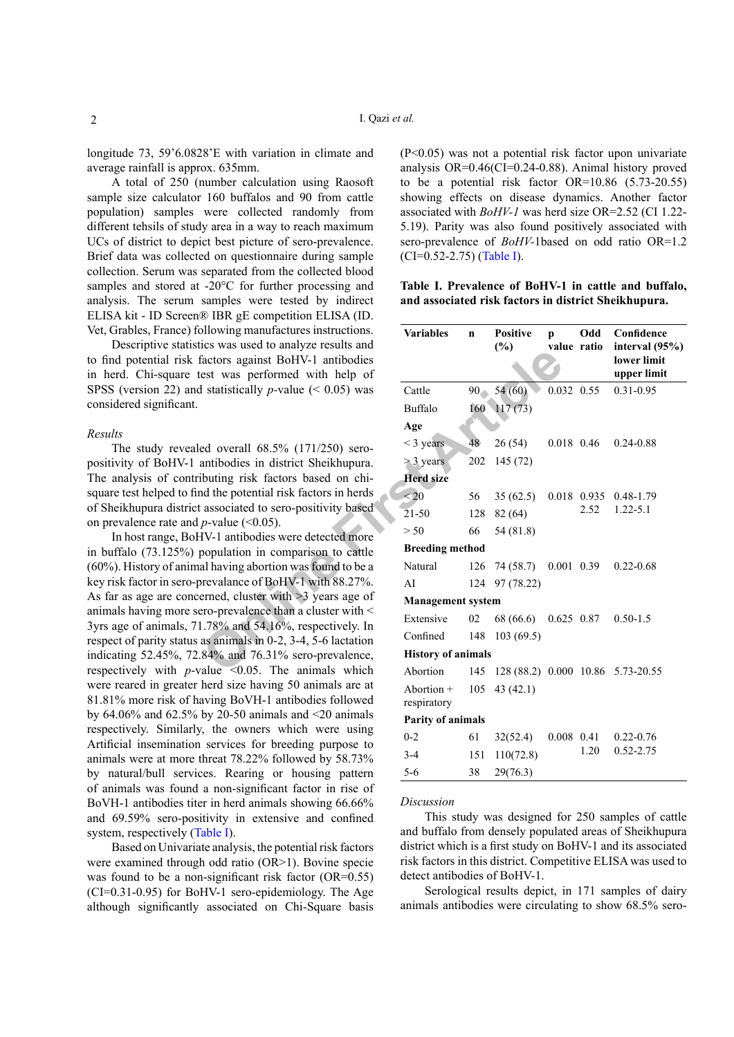longitude 73, 59'6.0828'E with variation in climate and average rainfall is approx. 635mm.

A total of 250 (number calculation using Raosoft sample size calculator 160 buffalos and 90 from cattle population) samples were collected randomly from different tehsils of study area in a way to reach maximum UCs of district to depict best picture of sero-prevalence. Brief data was collected on questionnaire during sample collection. Serum was separated from the collected blood samples and stored at -20°C for further processing and analysis. The serum samples were tested by indirect ELISA kit - ID Screen® IBR gE competition ELISA (ID. Vet, Grables, France) following manufactures instructions.

Descriptive statistics was used to analyze results and to find potential risk factors against BoHV-1 antibodies in herd. Chi-square test was performed with help of SPSS (version 22) and statistically *p*-value (< 0.05) was considered significant.

*Results*

The study revealed overall 68.5% (171/250) sero-positivity of BoHV-1 antibodies in district Sheikhupura. The analysis of contributing risk factors based on chi-square test helped to find the potential risk factors in herds of Sheikhupura district associated to sero-positivity based on prevalence rate and *p*-value (<0.05).

In host range, BoHV-1 antibodies were detected more in buffalo (73.125%) population in comparison to cattle (60%). History of animal having abortion was found to be a key risk factor in sero-prevalance of BoHV-1 with 88.27%. As far as age are concerned, cluster with >3 years age of animals having more sero-prevalence than a cluster with < 3yrs age of animals, 71.78% and 54.16%, respectively. In respect of parity status as animals in 0-2, 3-4, 5-6 lactation indicating 52.45%, 72.84% and 76.31% sero-prevalence, respectively with *p*-value <0.05. The animals which were reared in greater herd size having 50 animals are at 81.81% more risk of having BoVH-1 antibodies followed by 64.06% and 62.5% by 20-50 animals and <20 animals respectively. Similarly, the owners which were using Artificial insemination services for breeding purpose to animals were at more threat 78.22% followed by 58.73% by natural/bull services. Rearing or housing pattern of animals was found a non-significant factor in rise of BoVH-1 antibodies titer in herd animals showing 66.66% and 69.59% sero-positivity in extensive and confined system, respectively (Table I).

Based on Univariate analysis, the potential risk factors were examined through odd ratio (OR>1). Bovine specie was found to be a non-significant risk factor (OR=0.55) (CI=0.31-0.95) for BoHV-1 sero-epidemiology. The Age although significantly associated on Chi-Square basis (P<0.05) was not a potential risk factor upon univariate analysis OR=0.46(CI=0.24-0.88). Animal history proved to be a potential risk factor OR=10.86 (5.73-20.55) showing effects on disease dynamics. Another factor associated with *BoHV-1* was herd size OR=2.52 (CI 1.22-5.19). Parity was also found positively associated with sero-prevalence of *BoHV*-1based on odd ratio OR=1.2 (CI=0.52-2.75) (Table I).

**Table I. Prevalence of BoHV-1 in cattle and buffalo, and associated risk factors in district Sheikhupura.**

| Variables | n | Positive (%) | p value | Odd ratio | Confidence interval (95%) lower limit upper limit |
|---|---|---|---|---|---|
| Cattle | 90 | 54 (60) | 0.032 | 0.55 | 0.31-0.95 |
| Buffalo | 160 | 117 (73) | | | |
| **Age** | | | | | |
| < 3 years | 48 | 26 (54) | 0.018 | 0.46 | 0.24-0.88 |
| > 3 years | 202 | 145 (72) | | | |
| **Herd size** | | | | | |
| < 20 | 56 | 35 (62.5) | 0.018 | 0.935 | 0.48-1.79 |
| 21-50 | 128 | 82 (64) | | 2.52 | 1.22-5.1 |
| > 50 | 66 | 54 (81.8) | | | |
| **Breeding method** | | | | | |
| Natural | 126 | 74 (58.7) | 0.001 | 0.39 | 0.22-0.68 |
| AI | 124 | 97 (78.22) | | | |
| **Management system** | | | | | |
| Extensive | 02 | 68 (66.6) | 0.625 | 0.87 | 0.50-1.5 |
| Confined | 148 | 103 (69.5) | | | |
| **History of animals** | | | | | |
| Abortion | 145 | 128 (88.2) | 0.000 | 10.86 | 5.73-20.55 |
| Abortion + respiratory | 105 | 43 (42.1) | | | |
| **Parity of animals** | | | | | |
| 0-2 | 61 | 32(52.4) | 0.008 | 0.41 | 0.22-0.76 |
| 3-4 | 151 | 110(72.8) | | 1.20 | 0.52-2.75 |
| 5-6 | 38 | 29(76.3) | | | |

*Discussion*

This study was designed for 250 samples of cattle and buffalo from densely populated areas of Sheikhupura district which is a first study on BoHV-1 and its associated risk factors in this district. Competitive ELISA was used to detect antibodies of BoHV-1.

Serological results depict, in 171 samples of dairy animals antibodies were circulating to show 68.5% sero-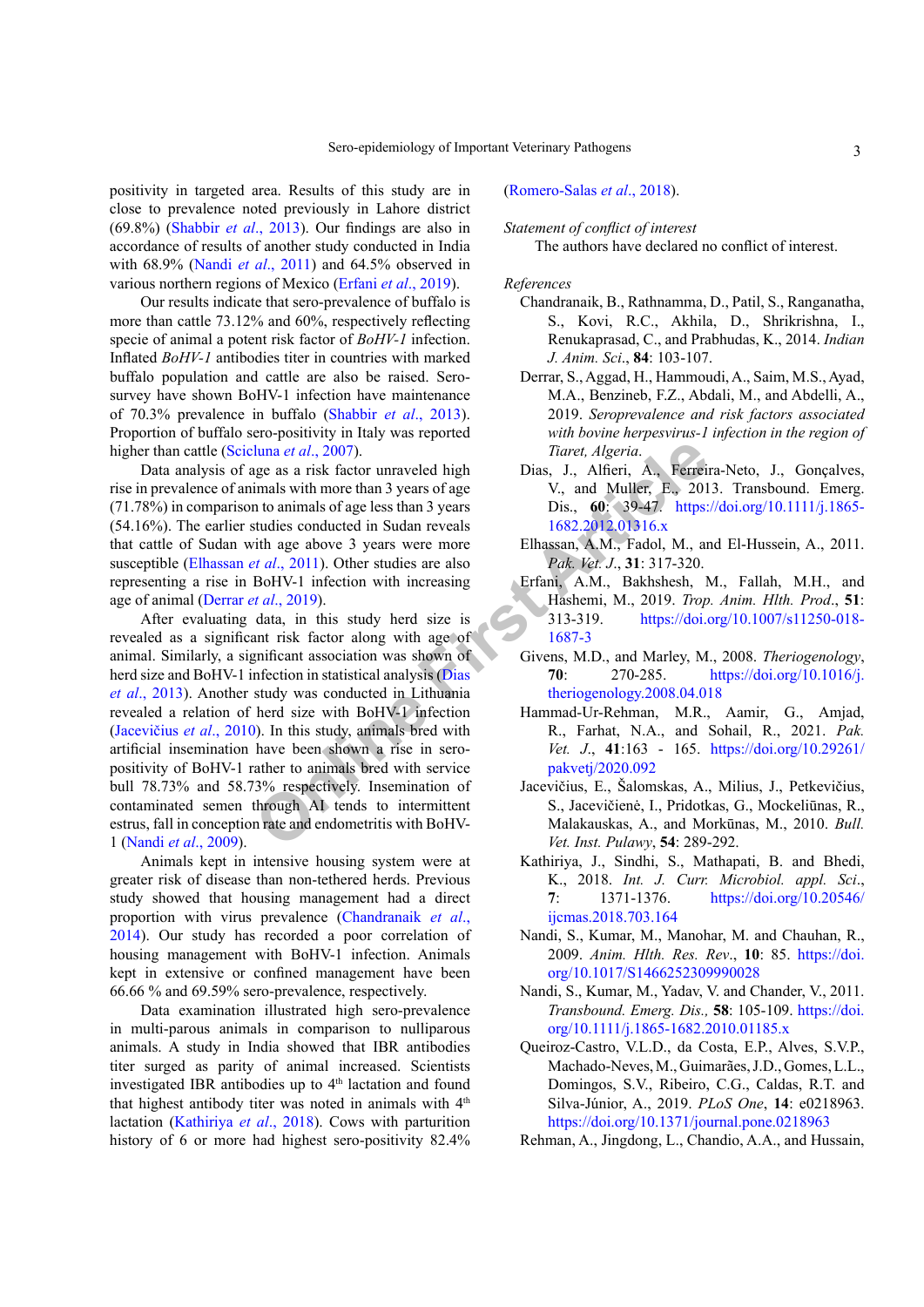positivity in targeted area. Results of this study are in close to prevalence noted previously in Lahore district (69.8%) (Shabbir *et al*., 2013). Our findings are also in accordance of results of another study conducted in India with 68.9% (Nandi *et al*., 2011) and 64.5% observed in various northern regions of Mexico (Erfani *et al*., 2019).

Our results indicate that sero-prevalence of buffalo is more than cattle 73.12% and 60%, respectively reflecting specie of animal a potent risk factor of *BoHV-1* infection. Inflated *BoHV-1* antibodies titer in countries with marked buffalo population and cattle are also be raised. Sero-survey have shown BoHV-1 infection have maintenance of 70.3% prevalence in buffalo (Shabbir *et al*., 2013). Proportion of buffalo sero-positivity in Italy was reported higher than cattle (Scicluna *et al*., 2007).

Data analysis of age as a risk factor unraveled high rise in prevalence of animals with more than 3 years of age (71.78%) in comparison to animals of age less than 3 years (54.16%). The earlier studies conducted in Sudan reveals that cattle of Sudan with age above 3 years were more susceptible (Elhassan *et al*., 2011). Other studies are also representing a rise in BoHV-1 infection with increasing age of animal (Derrar *et al*., 2019).

After evaluating data, in this study herd size is revealed as a significant risk factor along with age of animal. Similarly, a significant association was shown of herd size and BoHV-1 infection in statistical analysis (Dias *et al*., 2013). Another study was conducted in Lithuania revealed a relation of herd size with BoHV-1 infection (Jacevičius *et al*., 2010). In this study, animals bred with artificial insemination have been shown a rise in sero-positivity of BoHV-1 rather to animals bred with service bull 78.73% and 58.73% respectively. Insemination of contaminated semen through AI tends to intermittent estrus, fall in conception rate and endometritis with BoHV-1 (Nandi *et al*., 2009).

Animals kept in intensive housing system were at greater risk of disease than non-tethered herds. Previous study showed that housing management had a direct proportion with virus prevalence (Chandranaik *et al*., 2014). Our study has recorded a poor correlation of housing management with BoHV-1 infection. Animals kept in extensive or confined management have been 66.66 % and 69.59% sero-prevalence, respectively.

Data examination illustrated high sero-prevalence in multi-parous animals in comparison to nulliparous animals. A study in India showed that IBR antibodies titer surged as parity of animal increased. Scientists investigated IBR antibodies up to 4th lactation and found that highest antibody titer was noted in animals with 4th lactation (Kathiriya *et al*., 2018). Cows with parturition history of 6 or more had highest sero-positivity 82.4% (Romero-Salas *et al*., 2018).

*Statement of conflict of interest*

The authors have declared no conflict of interest.

*References*

Chandranaik, B., Rathnamma, D., Patil, S., Ranganatha, S., Kovi, R.C., Akhila, D., Shrikrishna, I., Renukaprasad, C., and Prabhudas, K., 2014. *Indian J. Anim. Sci*., **84**: 103-107.

Derrar, S., Aggad, H., Hammoudi, A., Saim, M.S., Ayad, M.A., Benzineb, F.Z., Abdali, M., and Abdelli, A., 2019. *Seroprevalence and risk factors associated with bovine herpesvirus-1 infection in the region of Tiaret, Algeria*.

Dias, J., Alfieri, A., Ferreira-Neto, J., Gonçalves, V., and Muller, E., 2013. Transbound. Emerg. Dis., **60**: 39-47. https://doi.org/10.1111/j.1865-1682.2012.01316.x

Elhassan, A.M., Fadol, M., and El-Hussein, A., 2011. *Pak. Vet. J*., **31**: 317-320.

Erfani, A.M., Bakhshesh, M., Fallah, M.H., and Hashemi, M., 2019. *Trop. Anim. Hlth. Prod*., **51**: 313-319. https://doi.org/10.1007/s11250-018-1687-3

Givens, M.D., and Marley, M., 2008. *Theriogenology*, **70**: 270-285. https://doi.org/10.1016/j.theriogenology.2008.04.018

Hammad-Ur-Rehman, M.R., Aamir, G., Amjad, R., Farhat, N.A., and Sohail, R., 2021. *Pak. Vet. J*., **41**:163 - 165. https://doi.org/10.29261/pakvetj/2020.092

Jacevičius, E., Šalomskas, A., Milius, J., Petkevičius, S., Jacevičienė, I., Pridotkas, G., Mockeliūnas, R., Malakauskas, A., and Morkūnas, M., 2010. *Bull. Vet. Inst. Pulawy*, **54**: 289-292.

Kathiriya, J., Sindhi, S., Mathapati, B. and Bhedi, K., 2018. *Int. J. Curr. Microbiol. appl. Sci*., **7**: 1371-1376. https://doi.org/10.20546/ijcmas.2018.703.164

Nandi, S., Kumar, M., Manohar, M. and Chauhan, R., 2009. *Anim. Hlth. Res. Rev*., **10**: 85. https://doi.org/10.1017/S1466252309990028

Nandi, S., Kumar, M., Yadav, V. and Chander, V., 2011. *Transbound. Emerg. Dis.,* **58**: 105-109. https://doi.org/10.1111/j.1865-1682.2010.01185.x

Queiroz-Castro, V.L.D., da Costa, E.P., Alves, S.V.P., Machado-Neves, M., Guimarães, J.D., Gomes, L.L., Domingos, S.V., Ribeiro, C.G., Caldas, R.T. and Silva-Júnior, A., 2019. *PLoS One*, **14**: e0218963. https://doi.org/10.1371/journal.pone.0218963

Rehman, A., Jingdong, L., Chandio, A.A., and Hussain,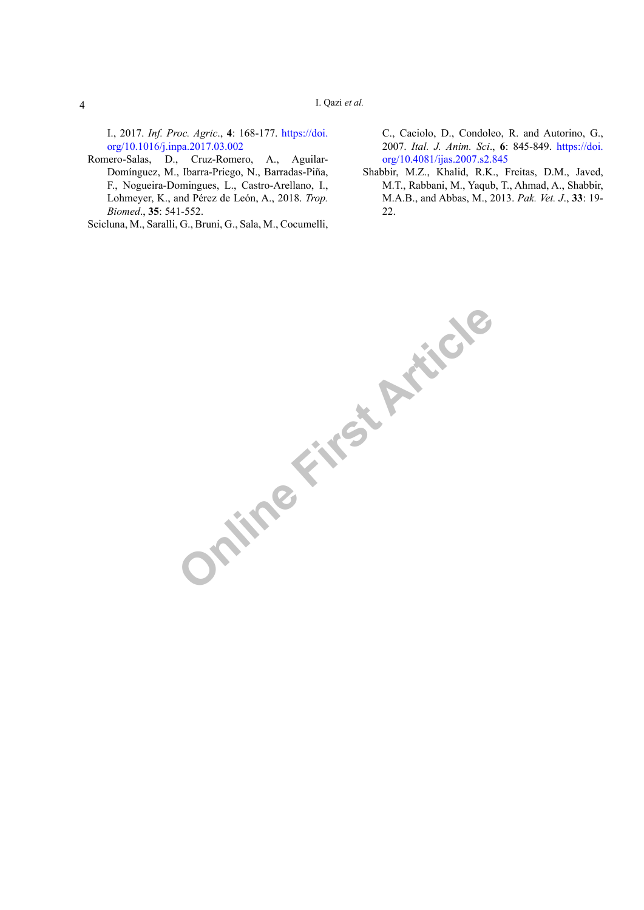I., 2017. *Inf. Proc. Agric*., **4**: 168-177. https://doi.org/10.1016/j.inpa.2017.03.002

Romero-Salas, D., Cruz-Romero, A., Aguilar-Domínguez, M., Ibarra-Priego, N., Barradas-Piña, F., Nogueira-Domingues, L., Castro-Arellano, I., Lohmeyer, K., and Pérez de León, A., 2018. *Trop. Biomed*., **35**: 541-552.

Scicluna, M., Saralli, G., Bruni, G., Sala, M., Cocumelli, C., Caciolo, D., Condoleo, R. and Autorino, G., 2007. *Ital. J. Anim. Sci*., **6**: 845-849. https://doi.org/10.4081/ijas.2007.s2.845

Shabbir, M.Z., Khalid, R.K., Freitas, D.M., Javed, M.T., Rabbani, M., Yaqub, T., Ahmad, A., Shabbir, M.A.B., and Abbas, M., 2013. *Pak. Vet. J*., **33**: 19-22.